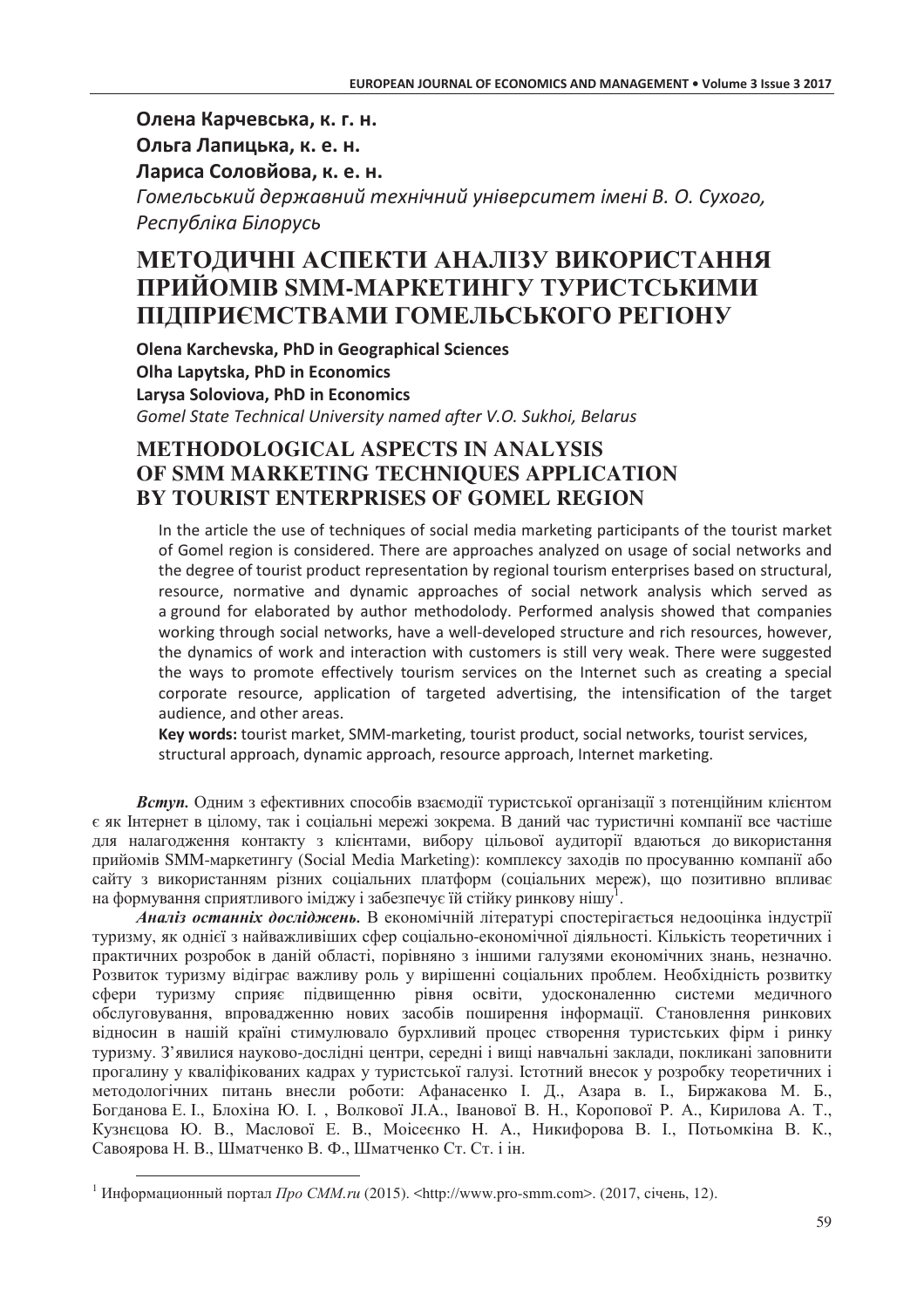**Олена Карчевська, к. г. н.**
**Ольга Лапицька, к. е. н.**
**Лариса Соловйова, к. е. н.**
*Гомельський державний технічний університет імені В. О. Сухого, Республіка Білорусь*

# МЕТОДИЧНІ АСПЕКТИ АНАЛІЗУ ВИКОРИСТАННЯ ПРИЙОМІВ SMM-МАРКЕТИНГУ ТУРИСТСЬКИМИ ПІДПРИЄМСТВАМИ ГОМЕЛЬСЬКОГО РЕГІОНУ

**Olena Karchevska, PhD in Geographical Sciences**
**Olha Lapytska, PhD in Economics**
**Larysa Soloviova, PhD in Economics**
*Gomel State Technical University named after V.O. Sukhoi, Belarus*

# METHODOLOGICAL ASPECTS IN ANALYSIS OF SMM MARKETING TECHNIQUES APPLICATION BY TOURIST ENTERPRISES OF GOMEL REGION

In the article the use of techniques of social media marketing participants of the tourist market of Gomel region is considered. There are approaches analyzed on usage of social networks and the degree of tourist product representation by regional tourism enterprises based on structural, resource, normative and dynamic approaches of social network analysis which served as a ground for elaborated by author methodolody. Performed analysis showed that companies working through social networks, have a well-developed structure and rich resources, however, the dynamics of work and interaction with customers is still very weak. There were suggested the ways to promote effectively tourism services on the Internet such as creating a special corporate resource, application of targeted advertising, the intensification of the target audience, and other areas.

**Key words:** tourist market, SMM-marketing, tourist product, social networks, tourist services, structural approach, dynamic approach, resource approach, Internet marketing.

***Вступ.*** Одним з ефективних способів взаємодії туристської організації з потенційним клієнтом є як Інтернет в цілому, так і соціальні мережі зокрема. В даний час туристичні компанії все частіше для налагодження контакту з клієнтами, вибору цільової аудиторії вдаються до використання прийомів SMM-маркетингу (Social Media Marketing): комплексу заходів по просуванню компанії або сайту з використанням різних соціальних платформ (соціальних мереж), що позитивно впливає на формування сприятливого іміджу і забезпечує їй стійку ринкову нішу[1].

***Аналіз останніх досліджень.*** В економічній літературі спостерігається недооцінка індустрії туризму, як однієї з найважливіших сфер соціально-економічної діяльності. Кількість теоретичних і практичних розробок в даній області, порівняно з іншими галузями економічних знань, незначно. Розвиток туризму відіграє важливу роль у вирішенні соціальних проблем. Необхідність розвитку сфери туризму сприяє підвищенню рівня освіти, удосконаленню системи медичного обслуговування, впровадженню нових засобів поширення інформації. Становлення ринкових відносин в нашій країні стимулювало бурхливий процес створення туристських фірм і ринку туризму. З'явилися науково-дослідні центри, середні і вищі навчальні заклади, покликані заповнити прогалину у кваліфікованих кадрах у туристської галузі. Істотний внесок у розробку теоретичних і методологічних питань внесли роботи: Афанасенко І. Д., Азара в. І., Биржакова М. Б., Богданова Е. І., Блохіна Ю. І. , Волкової JI.A., Іванової В. Н., Коропової Р. А., Кирилова А. Т., Кузнєцова Ю. В., Маслової Е. В., Моісеєнко Н. А., Никифорова В. І., Потьомкіна В. К., Савоярова Н. В., Шматченко В. Ф., Шматченко Ст. Ст. і ін.

---

[1] Информационный портал *Про СММ.ru* (2015). <http://www.pro-smm.com>. (2017, січень, 12).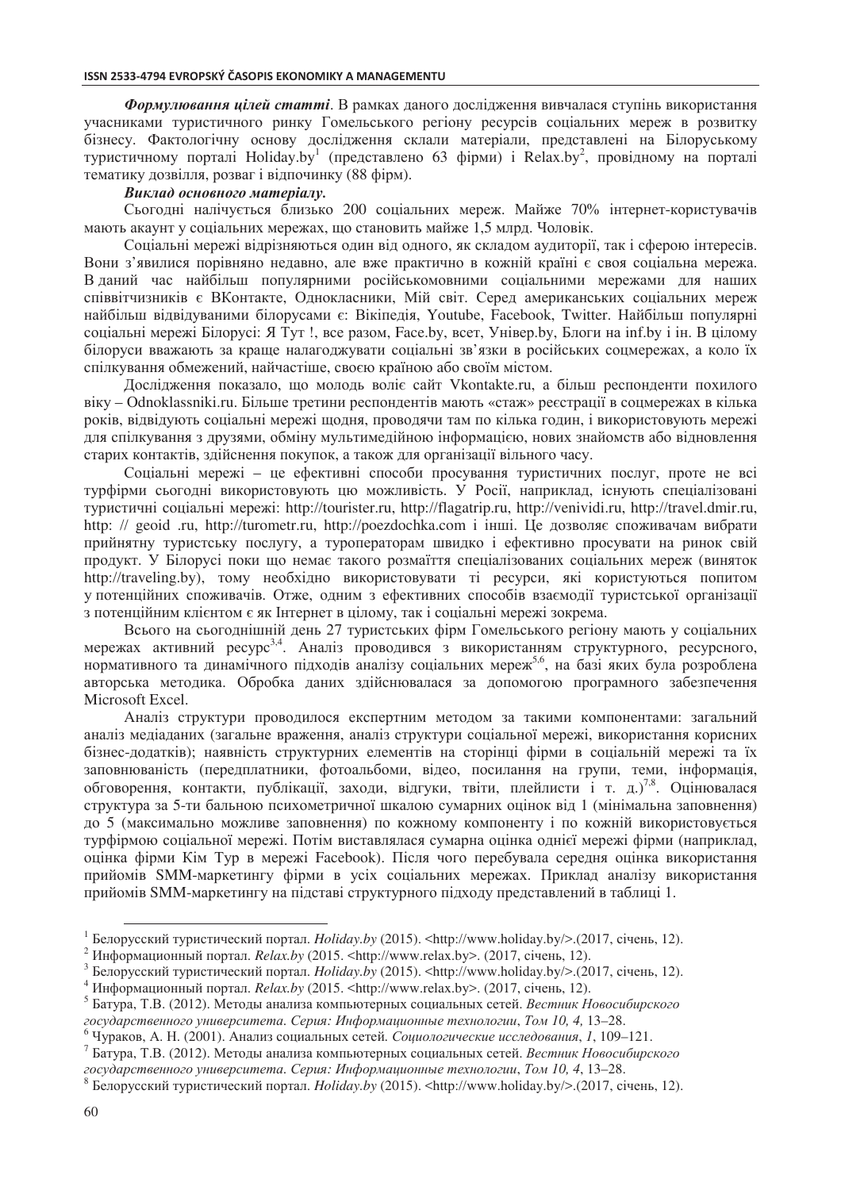***Формулювання цілей статті***. В рамках даного дослідження вивчалася ступінь використання учасниками туристичного ринку Гомельського регіону ресурсів соціальних мереж в розвитку бізнесу. Фактологічну основу дослідження склали матеріали, представлені на Білоруському туристичному порталі Holiday.by[1] (представлено 63 фірми) і Relax.by[2], провідному на порталі тематику дозвілля, розваг і відпочинку (88 фірм).

***Виклад основного матеріалу.***

Сьогодні налічується близько 200 соціальних мереж. Майже 70% інтернет-користувачів мають акаунт у соціальних мережах, що становить майже 1,5 млрд. Чоловік.

Соціальні мережі відрізняються один від одного, як складом аудиторії, так і сферою інтересів. Вони з'явилися порівняно недавно, але вже практично в кожній країні є своя соціальна мережа. В даний час найбільш популярними російськомовними соціальними мережами для наших співвітчизників є ВКонтакте, Однокласники, Мій світ. Серед американських соціальних мереж найбільш відвідуваними білорусами є: Вікіпедія, Youtube, Facebook, Twitter. Найбільш популярні соціальні мережі Білорусі: Я Тут !, все разом, Face.by, всет, Універ.by, Блоги на inf.by і ін. В цілому білоруси вважають за краще налагоджувати соціальні зв'язки в російських соцмережах, а коло їх спілкування обмежений, найчастіше, своєю країною або своїм містом.

Дослідження показало, що молодь воліє сайт Vkontakte.ru, а більш респонденти похилого віку – Odnoklassniki.ru. Більше третини респондентів мають «стаж» реєстрації в соцмережах в кілька років, відвідують соціальні мережі щодня, проводячи там по кілька годин, і використовують мережі для спілкування з друзями, обміну мультимедійною інформацією, нових знайомств або відновлення старих контактів, здійснення покупок, а також для організації вільного часу.

Соціальні мережі – це ефективні способи просування туристичних послуг, проте не всі турфірми сьогодні використовують цю можливість. У Росії, наприклад, існують спеціалізовані туристичні соціальні мережі: http://tourister.ru, http://flagatrip.ru, http://venividi.ru, http://travel.dmir.ru, http: // geoid .ru, http://turometr.ru, http://poezdochka.com і інші. Це дозволяє споживачам вибрати прийнятну туристську послугу, а туроператорам швидко і ефективно просувати на ринок свій продукт. У Білорусі поки що немає такого розмаїття спеціалізованих соціальних мереж (виняток http://traveling.by), тому необхідно використовувати ті ресурси, які користуються попитом у потенційних споживачів. Отже, одним з ефективних способів взаємодії туристської організації з потенційним клієнтом є як Інтернет в цілому, так і соціальні мережі зокрема.

Всього на сьогоднішній день 27 туристських фірм Гомельського регіону мають у соціальних мережах активний ресурс[3,4]. Аналіз проводився з використанням структурного, ресурсного, нормативного та динамічного підходів аналізу соціальних мереж[5,6], на базі яких була розроблена авторська методика. Обробка даних здійснювалася за допомогою програмного забезпечення Microsoft Excel.

Аналіз структури проводилося експертним методом за такими компонентами: загальний аналіз медіаданих (загальне враження, аналіз структури соціальної мережі, використання корисних бізнес-додатків); наявність структурних елементів на сторінці фірми в соціальній мережі та їх заповнюваність (передплатники, фотоальбоми, відео, посилання на групи, теми, інформація, обговорення, контакти, публікації, заходи, відгуки, твіти, плейлисти і т. д.)[7,8]. Оцінювалася структура за 5-ти бальною психометричної шкалою сумарних оцінок від 1 (мінімальна заповнення) до 5 (максимально можливе заповнення) по кожному компоненту і по кожній використовується турфірмою соціальної мережі. Потім виставлялася сумарна оцінка однієї мережі фірми (наприклад, оцінка фірми Кім Тур в мережі Facebook). Після чого перебувала середня оцінка використання прийомів SMM-маркетингу фірми в усіх соціальних мережах. Приклад аналізу використання прийомів SMM-маркетингу на підставі структурного підходу представлений в таблиці 1.

---

[1] Белорусский туристический портал. *Holiday.by* (2015). <http://www.holiday.by/>.(2017, січень, 12).

[2] Информационный портал. *Relax.by* (2015. <http://www.relax.by>. (2017, січень, 12).

[3] Белорусский туристический портал. *Holiday.by* (2015). <http://www.holiday.by/>.(2017, січень, 12).

[4] Информационный портал. *Relax.by* (2015. <http://www.relax.by>. (2017, січень, 12).

[5] Батура, Т.В. (2012). Методы анализа компьютерных социальных сетей. *Вестник Новосибирского государственного университета. Серия: Информационные технологии*, *Том 10, 4,* 13–28.

[6] Чураков, А. Н. (2001). Анализ социальных сетей. *Социологические исследования*, *1*, 109–121.

[7] Батура, Т.В. (2012). Методы анализа компьютерных социальных сетей. *Вестник Новосибирского государственного университета. Серия: Информационные технологии*, *Том 10, 4*, 13–28.

[8] Белорусский туристический портал. *Holiday.by* (2015). <http://www.holiday.by/>.(2017, січень, 12).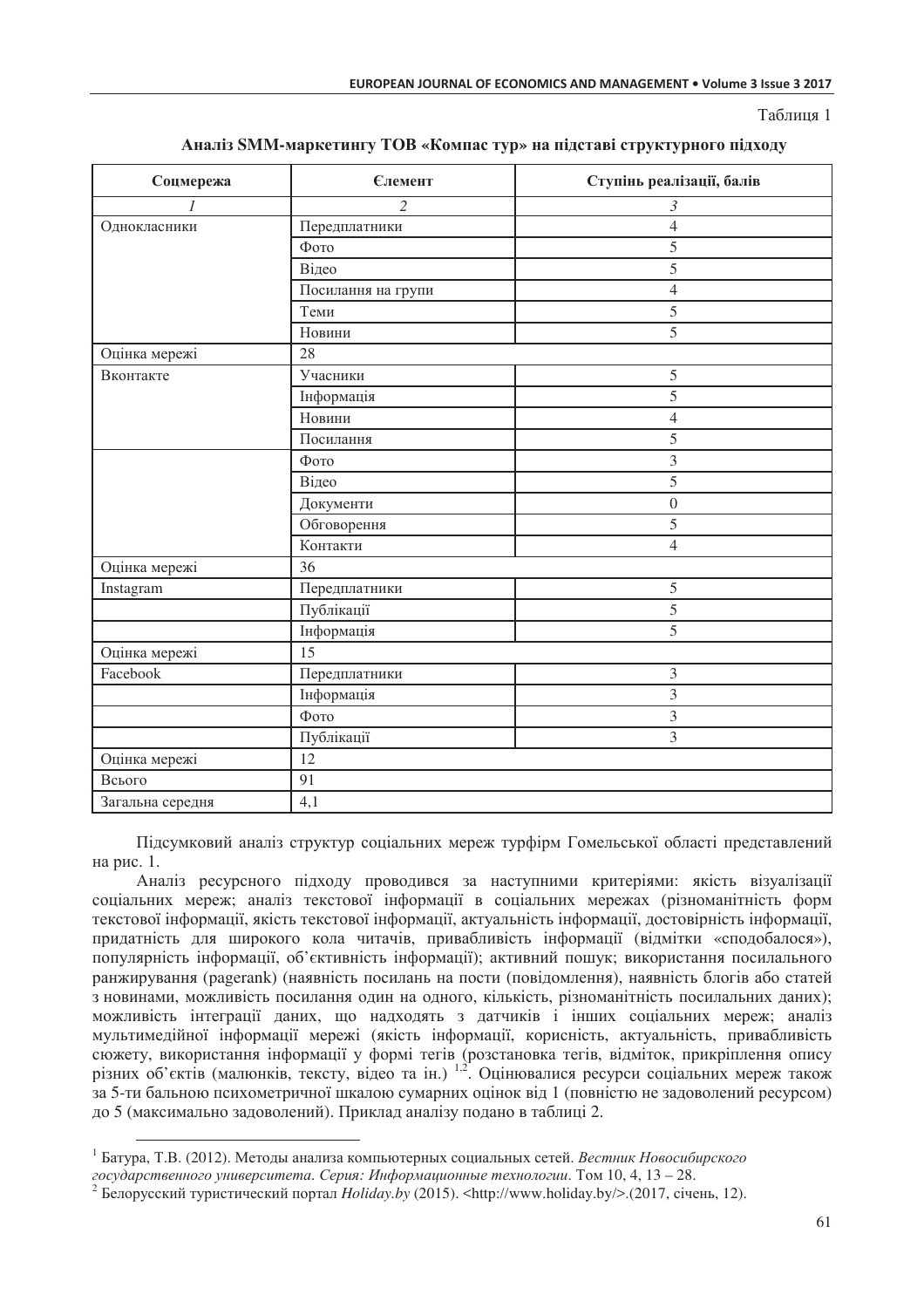Таблиця 1

**Аналіз SMM-маркетингу ТОВ «Компас тур» на підставі структурного підходу**

| Соцмережа | Єлемент | Ступінь реалізації, балів |
|---|---|---|
| *1* | *2* | *3* |
| Однокласники | Передплатники | 4 |
| | Фото | 5 |
| | Відео | 5 |
| | Посилання на групи | 4 |
| | Теми | 5 |
| | Новини | 5 |
| Оцінка мережі | 28 | |
| Вконтакте | Учасники | 5 |
| | Інформація | 5 |
| | Новини | 4 |
| | Посилання | 5 |
| | Фото | 3 |
| | Відео | 5 |
| | Документи | 0 |
| | Обговорення | 5 |
| | Контакти | 4 |
| Оцінка мережі | 36 | |
| Instagram | Передплатники | 5 |
| | Публікації | 5 |
| | Інформація | 5 |
| Оцінка мережі | 15 | |
| Facebook | Передплатники | 3 |
| | Інформація | 3 |
| | Фото | 3 |
| | Публікації | 3 |
| Оцінка мережі | 12 | |
| Всього | 91 | |
| Загальна середня | 4,1 | |

Підсумковий аналіз структур соціальних мереж турфірм Гомельської області представлений на рис. 1.

Аналіз ресурсного підходу проводився за наступними критеріями: якість візуалізації соціальних мереж; аналіз текстової інформації в соціальних мережах (різноманітність форм текстової інформації, якість текстової інформації, актуальність інформації, достовірність інформації, придатність для широкого кола читачів, привабливість інформації (відмітки «сподобалося»), популярність інформації, об'єктивність інформації); активний пошук; використання посилального ранжирування (pagerank) (наявність посилань на пости (повідомлення), наявність блогів або статей з новинами, можливість посилання один на одного, кількість, різноманітність посилальних даних); можливість інтеграції даних, що надходять з датчиків і інших соціальних мереж; аналіз мультимедійної інформації мережі (якість інформації, корисність, актуальність, привабливість сюжету, використання інформації у формі тегів (розстановка тегів, відміток, прикріплення опису різних об'єктів (малюнків, тексту, відео та ін.) [1,2]. Оцінювалися ресурси соціальних мереж також за 5-ти бальною психометричної шкалою сумарних оцінок від 1 (повністю не задоволений ресурсом) до 5 (максимально задоволений). Приклад аналізу подано в таблиці 2.

---

[1] Батура, Т.В. (2012). Методы анализа компьютерных социальных сетей. *Вестник Новосибирского государственного университета. Серия: Информационные технологии*. Том 10, 4, 13 – 28.

[2] Белорусский туристический портал *Holiday.by* (2015). <http://www.holiday.by/>.(2017, січень, 12).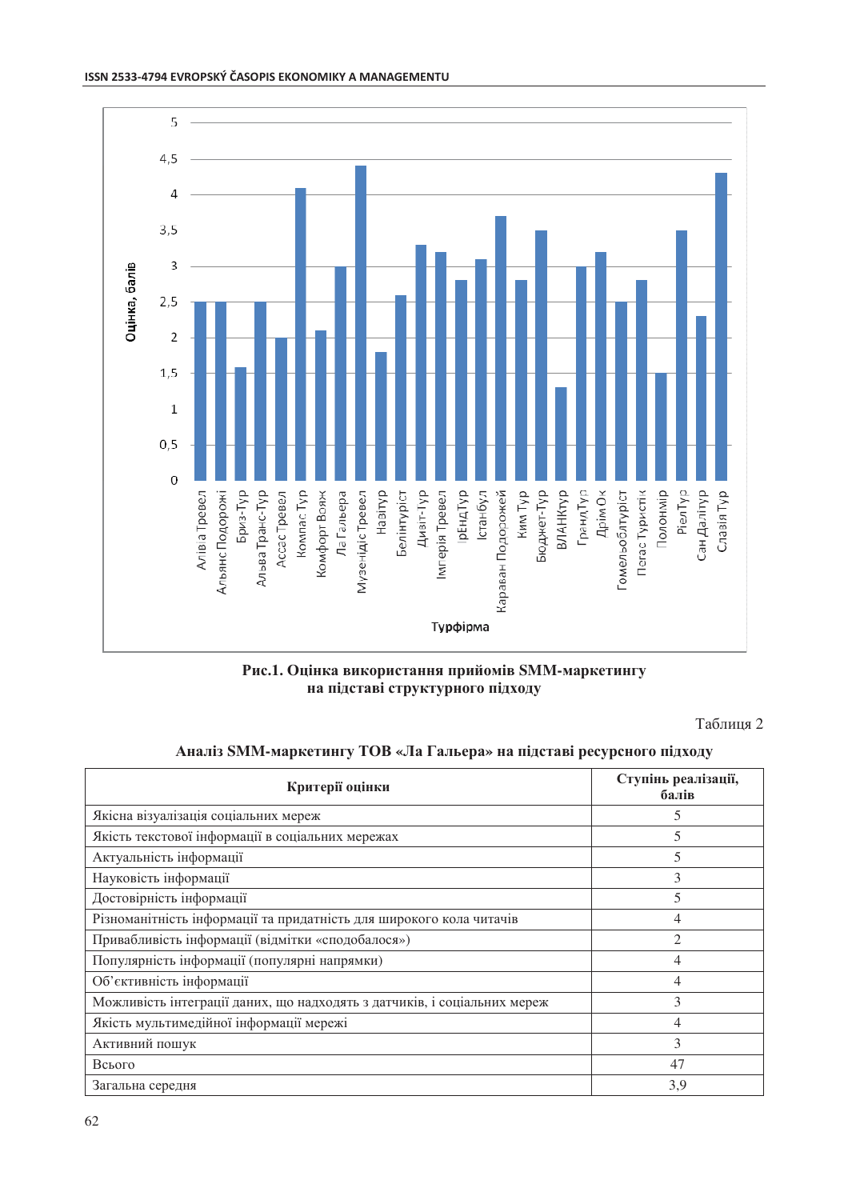**Рис.1. Оцінка використання прийомів SMM-маркетингу на підставі структурного підходу**

Таблиця 2

**Аналіз SMM-маркетингу ТОВ «Ла Гальера» на підставі ресурсного підходу**

| Критерії оцінки | Ступінь реалізації, балів |
|---|---|
| Якісна візуалізація соціальних мереж | 5 |
| Якість текстової інформації в соціальних мережах | 5 |
| Актуальність інформації | 5 |
| Науковість інформації | 3 |
| Достовірність інформації | 5 |
| Різноманітність інформації та придатність для широкого кола читачів | 4 |
| Привабливість інформації (відмітки «сподобалося») | 2 |
| Популярність інформації (популярні напрямки) | 4 |
| Об'єктивність інформації | 4 |
| Можливість інтеграції даних, що надходять з датчиків, і соціальних мереж | 3 |
| Якість мультимедійної інформації мережі | 4 |
| Активний пошук | 3 |
| Всього | 47 |
| Загальна середня | 3,9 |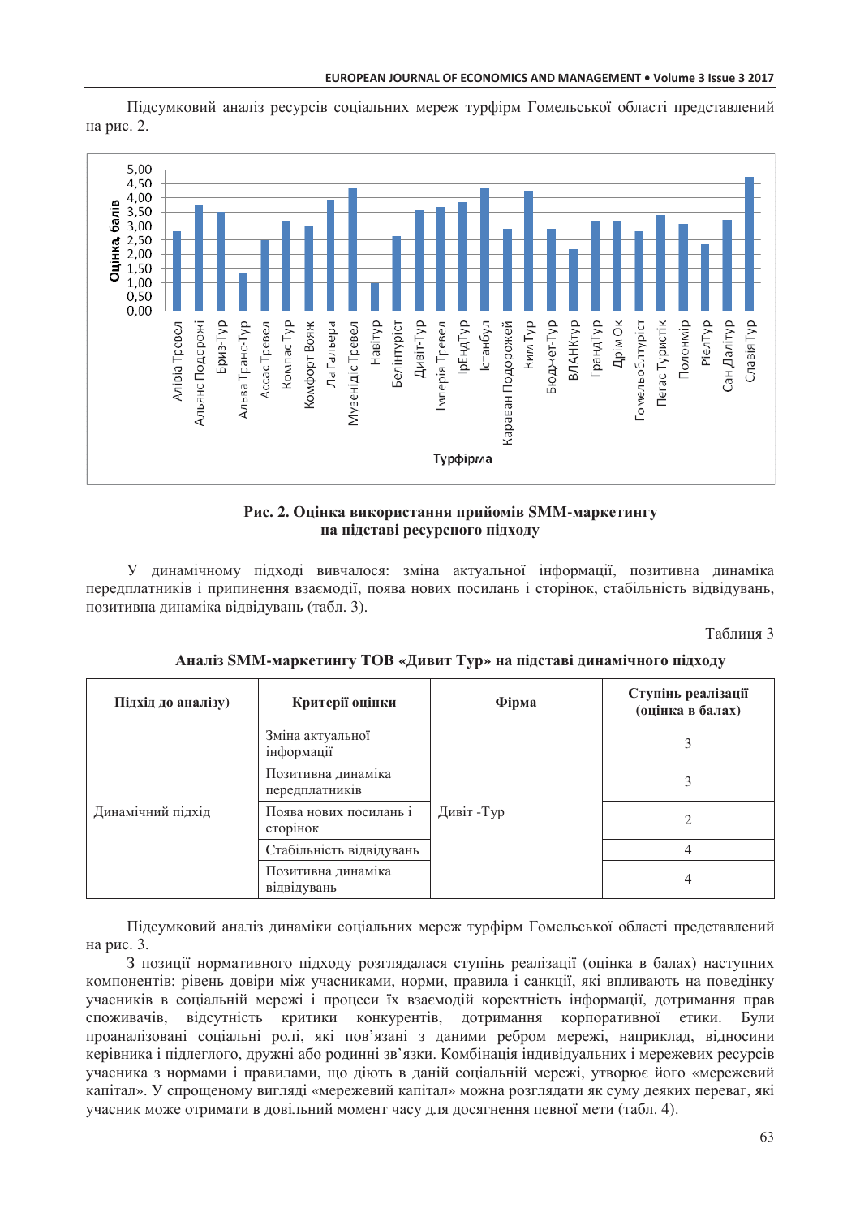Підсумковий аналіз ресурсів соціальних мереж турфірм Гомельської області представлений на рис. 2.

**Рис. 2. Оцінка використання прийомів SMM-маркетингу на підставі ресурсного підходу**

У динамічному підході вивчалося: зміна актуальної інформації, позитивна динаміка передплатників і припинення взаємодії, поява нових посилань і сторінок, стабільність відвідувань, позитивна динаміка відвідувань (табл. 3).

Таблиця 3

**Аналіз SMM-маркетингу ТОВ «Дивит Тур» на підставі динамічного підходу**

| Підхід до аналізу) | Критерії оцінки | Фірма | Ступінь реалізації (оцінка в балах) |
|---|---|---|---|
| Динамічний підхід | Зміна актуальної інформації | Дивіт -Тур | 3 |
| | Позитивна динаміка передплатників | | 3 |
| | Поява нових посилань і сторінок | | 2 |
| | Стабільність відвідувань | | 4 |
| | Позитивна динаміка відвідувань | | 4 |

Підсумковий аналіз динаміки соціальних мереж турфірм Гомельської області представлений на рис. 3.

З позиції нормативного підходу розглядалася ступінь реалізації (оцінка в балах) наступних компонентів: рівень довіри між учасниками, норми, правила і санкції, які впливають на поведінку учасників в соціальній мережі і процеси їх взаємодій коректність інформації, дотримання прав споживачів, відсутність критики конкурентів, дотримання корпоративної етики. Були проаналізовані соціальні ролі, які пов'язані з даними ребром мережі, наприклад, відносини керівника і підлеглого, дружні або родинні зв'язки. Комбінація індивідуальних і мережевих ресурсів учасника з нормами і правилами, що діють в даній соціальній мережі, утворює його «мережевий капітал». У спрощеному вигляді «мережевий капітал» можна розглядати як суму деяких переваг, які учасник може отримати в довільний момент часу для досягнення певної мети (табл. 4).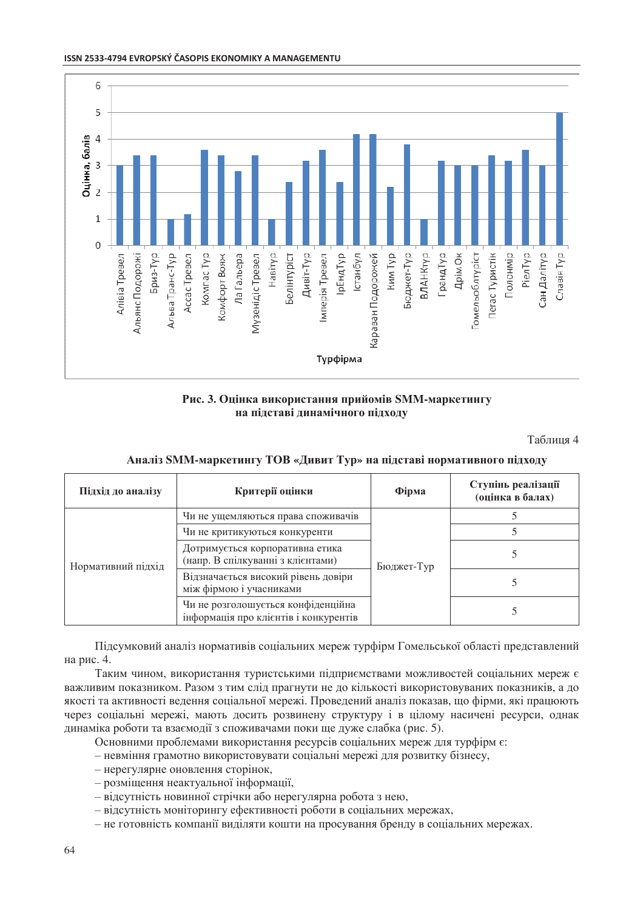**Рис. 3. Оцінка використання прийомів SMM-маркетингу на підставі динамічного підходу**

Таблиця 4

**Аналіз SMM-маркетингу ТОВ «Дивит Тур» на підставі нормативного підходу**

| Підхід до аналізу | Критерії оцінки | Фірма | Ступінь реалізації (оцінка в балах) |
|---|---|---|---|
| Нормативний підхід | Чи не ущемляються права споживачів | Бюджет-Тур | 5 |
| | Чи не критикуються конкуренти | | 5 |
| | Дотримується корпоративна етика (напр. В спілкуванні з клієнтами) | | 5 |
| | Відзначається високий рівень довіри між фірмою і учасниками | | 5 |
| | Чи не розголошується конфіденційна інформація про клієнтів і конкурентів | | 5 |

Підсумковий аналіз нормативів соціальних мереж турфірм Гомельської області представлений на рис. 4.

Таким чином, використання туристськими підприємствами можливостей соціальних мереж є важливим показником. Разом з тим слід прагнути не до кількості використовуваних показників, а до якості та активності ведення соціальної мережі. Проведений аналіз показав, що фірми, які працюють через соціальні мережі, мають досить розвинену структуру і в цілому насичені ресурси, однак динаміка роботи та взаємодії з споживачами поки ще дуже слабка (рис. 5).

Основними проблемами використання ресурсів соціальних мереж для турфірм є:

– невміння грамотно використовувати соціальні мережі для розвитку бізнесу,

– нерегулярне оновлення сторінок,

– розміщення неактуальної інформації,

– відсутність новинної стрічки або нерегулярна робота з нею,

– відсутність моніторингу ефективності роботи в соціальних мережах,

– не готовність компанії виділяти кошти на просування бренду в соціальних мережах.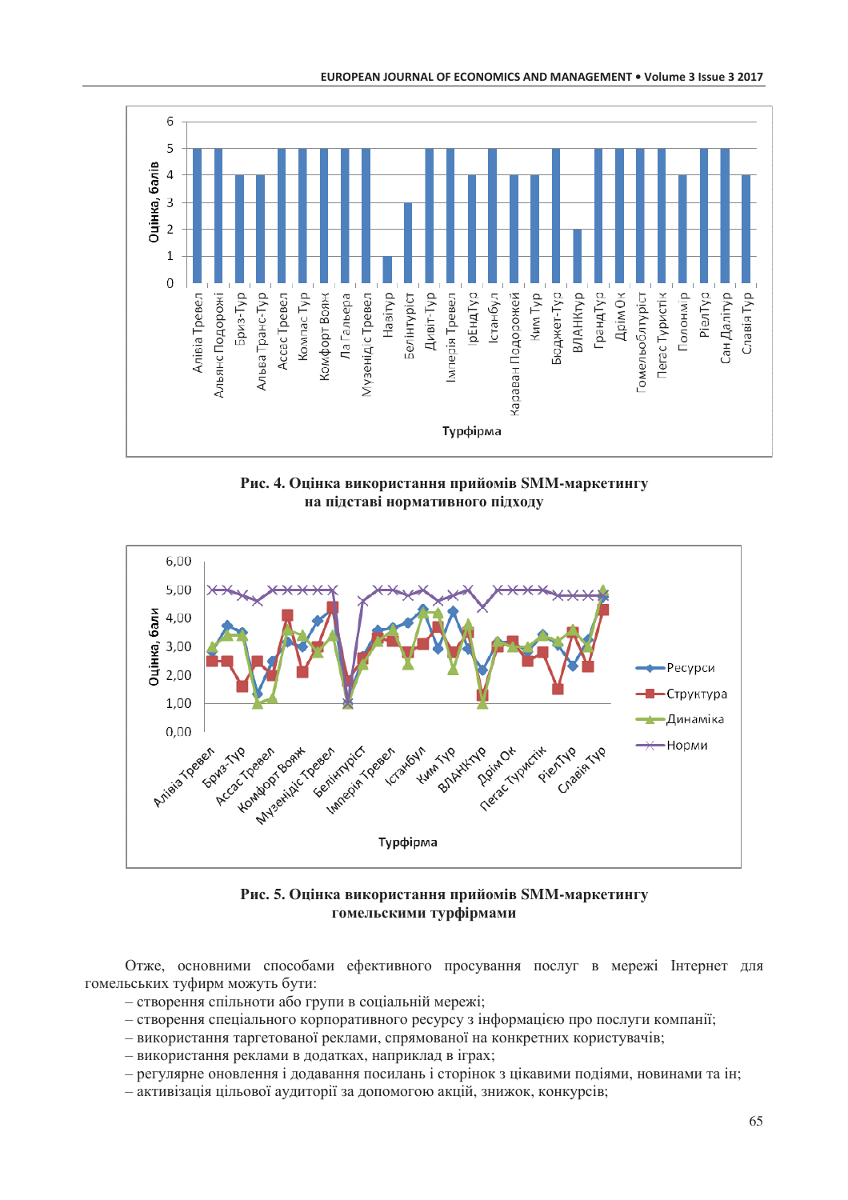**Рис. 4. Оцінка використання прийомів SMM-маркетингу на підставі нормативного підходу**

**Рис. 5. Оцінка використання прийомів SMM-маркетингу гомельскими турфірмами**

Отже, основними способами ефективного просування послуг в мережі Інтернет для гомельських туфирм можуть бути:

– створення спільноти або групи в соціальній мережі;
– створення спеціального корпоративного ресурсу з інформацією про послуги компанії;
– використання таргетованої реклами, спрямованої на конкретних користувачів;
– використання реклами в додатках, наприклад в іграх;
– регулярне оновлення і додавання посилань і сторінок з цікавими подіями, новинами та ін;
– активізація цільової аудиторії за допомогою акцій, знижок, конкурсів;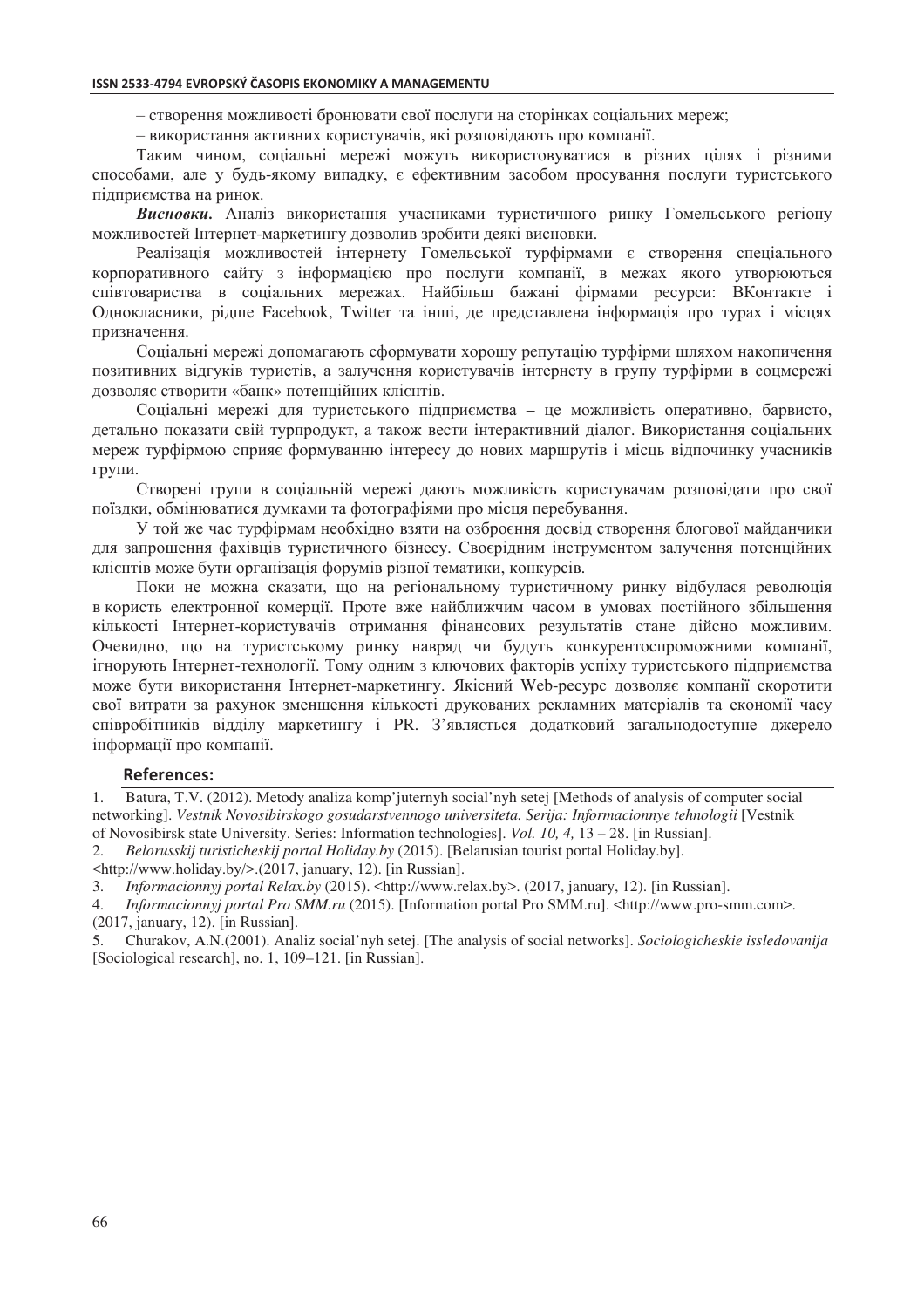– створення можливості бронювати свої послуги на сторінках соціальних мереж;

– використання активних користувачів, які розповідають про компанії.

Таким чином, соціальні мережі можуть використовуватися в різних цілях і різними способами, але у будь-якому випадку, є ефективним засобом просування послуги туристського підприємства на ринок.

***Висновки.*** Аналіз використання учасниками туристичного ринку Гомельського регіону можливостей Інтернет-маркетингу дозволив зробити деякі висновки.

Реалізація можливостей інтернету Гомельської турфірмами є створення спеціального корпоративного сайту з інформацією про послуги компанії, в межах якого утворюються співтовариства в соціальних мережах. Найбільш бажані фірмами ресурси: ВКонтакте і Однокласники, рідше Facebook, Twitter та інші, де представлена інформація про турах і місцях призначення.

Соціальні мережі допомагають сформувати хорошу репутацію турфірми шляхом накопичення позитивних відгуків туристів, а залучення користувачів інтернету в групу турфірми в соцмережі дозволяє створити «банк» потенційних клієнтів.

Соціальні мережі для туристського підприємства – це можливість оперативно, барвисто, детально показати свій турпродукт, а також вести інтерактивний діалог. Використання соціальних мереж турфірмою сприяє формуванню інтересу до нових маршрутів і місць відпочинку учасників групи.

Створені групи в соціальній мережі дають можливість користувачам розповідати про свої поїздки, обмінюватися думками та фотографіями про місця перебування.

У той же час турфірмам необхідно взяти на озброєння досвід створення блогової майданчики для запрошення фахівців туристичного бізнесу. Своєрідним інструментом залучення потенційних клієнтів може бути організація форумів різної тематики, конкурсів.

Поки не можна сказати, що на регіональному туристичному ринку відбулася революція в користь електронної комерції. Проте вже найближчим часом в умовах постійного збільшення кількості Інтернет-користувачів отримання фінансових результатів стане дійсно можливим. Очевидно, що на туристському ринку навряд чи будуть конкурентоспроможними компанії, ігнорують Інтернет-технології. Тому одним з ключових факторів успіху туристського підприємства може бути використання Інтернет-маркетингу. Якісний Web-ресурс дозволяє компанії скоротити свої витрати за рахунок зменшення кількості друкованих рекламних матеріалів та економії часу співробітників відділу маркетингу і PR. З'являється додатковий загальнодоступне джерело інформації про компанії.

## References:

1. Batura, T.V. (2012). Metody analiza komp'juternyh social'nyh setej [Methods of analysis of computer social networking]. *Vestnik Novosibirskogo gosudarstvennogo universiteta. Serija: Informacionnye tehnologii* [Vestnik of Novosibirsk state University. Series: Information technologies]. *Vol. 10, 4,* 13 – 28. [in Russian].
2. *Belorusskij turisticheskij portal Holiday.by* (2015). [Belarusian tourist portal Holiday.by]. <http://www.holiday.by/>.(2017, january, 12). [in Russian].
3. *Informacionnyj portal Relax.by* (2015). <http://www.relax.by>. (2017, january, 12). [in Russian].
4. *Informacionnyj portal Pro SMM.ru* (2015). [Information portal Pro SMM.ru]. <http://www.pro-smm.com>. (2017, january, 12). [in Russian].
5. Churakov, A.N.(2001). Analiz social'nyh setej. [The analysis of social networks]. *Sociologicheskie issledovanija* [Sociological research], no. 1, 109–121. [in Russian].